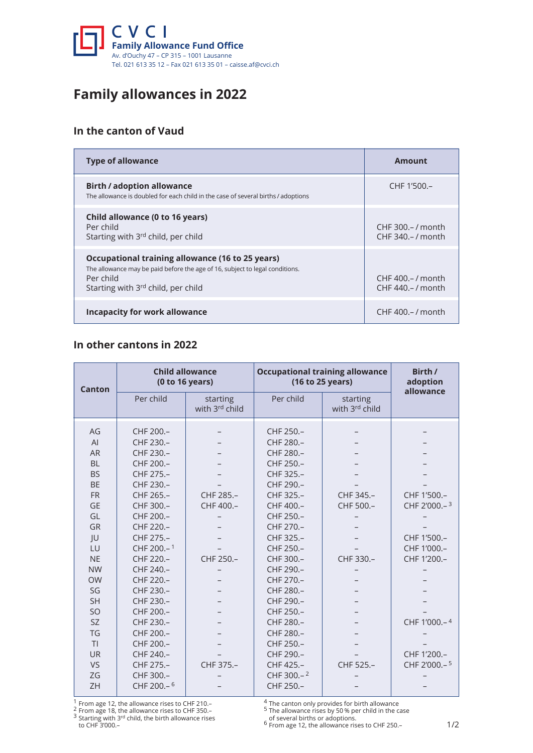CVCI
**Family Allowance Fund Office**
Av. d'Ouchy 47 – CP 315 – 1001 Lausanne
Tel. 021 613 35 12 – Fax 021 613 35 01 – caisse.af@cvci.ch

# Family allowances in 2022

## In the canton of Vaud

| Type of allowance | Amount |
|---|---|
| **Birth / adoption allowance**<br>The allowance is doubled for each child in the case of several births / adoptions | CHF 1'500.– |
| **Child allowance (0 to 16 years)**<br>Per child<br>Starting with 3rd child, per child | <br>CHF 300.– / month<br>CHF 340.– / month |
| **Occupational training allowance (16 to 25 years)**<br>The allowance may be paid before the age of 16, subject to legal conditions.<br>Per child<br>Starting with 3rd child, per child | <br><br>CHF 400.– / month<br>CHF 440.– / month |
| **Incapacity for work allowance** | CHF 400.– / month |

## In other cantons in 2022

| Canton | Child allowance (0 to 16 years) | | Occupational training allowance (16 to 25 years) | | Birth / adoption allowance |
|---|---|---|---|---|---|
| | Per child | starting with 3rd child | Per child | starting with 3rd child | |
| AG | CHF 200.– | – | CHF 250.– | – | – |
| AI | CHF 230.– | – | CHF 280.– | – | – |
| AR | CHF 230.– | – | CHF 280.– | – | – |
| BL | CHF 200.– | – | CHF 250.– | – | – |
| BS | CHF 275.– | – | CHF 325.– | – | – |
| BE | CHF 230.– | – | CHF 290.– | – | – |
| FR | CHF 265.– | CHF 285.– | CHF 325.– | CHF 345.– | CHF 1'500.– |
| GE | CHF 300.– | CHF 400.– | CHF 400.– | CHF 500.– | CHF 2'000.– [3] |
| GL | CHF 200.– | – | CHF 250.– | – | – |
| GR | CHF 220.– | – | CHF 270.– | – | – |
| JU | CHF 275.– | – | CHF 325.– | – | CHF 1'500.– |
| LU | CHF 200.– [1] | – | CHF 250.– | – | CHF 1'000.– |
| NE | CHF 220.– | CHF 250.– | CHF 300.– | CHF 330.– | CHF 1'200.– |
| NW | CHF 240.– | – | CHF 290.– | – | – |
| OW | CHF 220.– | – | CHF 270.– | – | – |
| SG | CHF 230.– | – | CHF 280.– | – | – |
| SH | CHF 230.– | – | CHF 290.– | – | – |
| SO | CHF 200.– | – | CHF 250.– | – | – |
| SZ | CHF 230.– | – | CHF 280.– | – | CHF 1'000.– [4] |
| TG | CHF 200.– | – | CHF 280.– | – | – |
| TI | CHF 200.– | – | CHF 250.– | – | – |
| UR | CHF 240.– | – | CHF 290.– | – | CHF 1'200.– |
| VS | CHF 275.– | CHF 375.– | CHF 425.– | CHF 525.– | CHF 2'000.– [5] |
| ZG | CHF 300.– | – | CHF 300.– [2] | – | – |
| ZH | CHF 200.– [6] | – | CHF 250.– | – | – |

[1] From age 12, the allowance rises to CHF 210.–
[2] From age 18, the allowance rises to CHF 350.–
[3] Starting with 3rd child, the birth allowance rises to CHF 3'000.–
[4] The canton only provides for birth allowance
[5] The allowance rises by 50 % per child in the case of several births or adoptions.
[6] From age 12, the allowance rises to CHF 250.–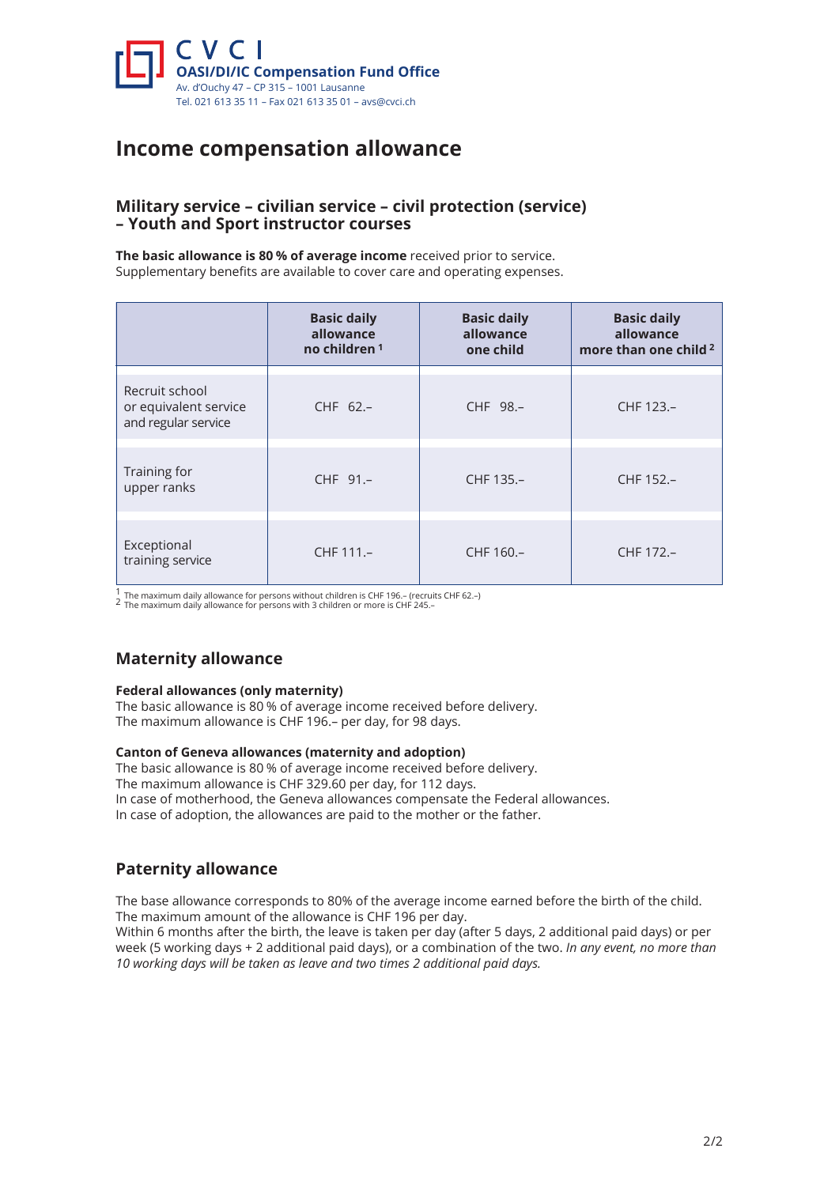C V C I
**OASI/DI/IC Compensation Fund Office**
Av. d'Ouchy 47 – CP 315 – 1001 Lausanne
Tel. 021 613 35 11 – Fax 021 613 35 01 – avs@cvci.ch

# Income compensation allowance

## Military service – civilian service – civil protection (service) – Youth and Sport instructor courses

**The basic allowance is 80 % of average income** received prior to service.
Supplementary benefits are available to cover care and operating expenses.

| | Basic daily allowance no children [1] | Basic daily allowance one child | Basic daily allowance more than one child [2] |
|---|---|---|---|
| Recruit school or equivalent service and regular service | CHF 62.– | CHF 98.– | CHF 123.– |
| Training for upper ranks | CHF 91.– | CHF 135.– | CHF 152.– |
| Exceptional training service | CHF 111.– | CHF 160.– | CHF 172.– |

[1] The maximum daily allowance for persons without children is CHF 196.– (recruits CHF 62.–)
[2] The maximum daily allowance for persons with 3 children or more is CHF 245.–

## Maternity allowance

**Federal allowances (only maternity)**
The basic allowance is 80 % of average income received before delivery.
The maximum allowance is CHF 196.– per day, for 98 days.

**Canton of Geneva allowances (maternity and adoption)**
The basic allowance is 80 % of average income received before delivery.
The maximum allowance is CHF 329.60 per day, for 112 days.
In case of motherhood, the Geneva allowances compensate the Federal allowances.
In case of adoption, the allowances are paid to the mother or the father.

## Paternity allowance

The base allowance corresponds to 80% of the average income earned before the birth of the child.
The maximum amount of the allowance is CHF 196 per day.
Within 6 months after the birth, the leave is taken per day (after 5 days, 2 additional paid days) or per week (5 working days + 2 additional paid days), or a combination of the two. *In any event, no more than 10 working days will be taken as leave and two times 2 additional paid days.*